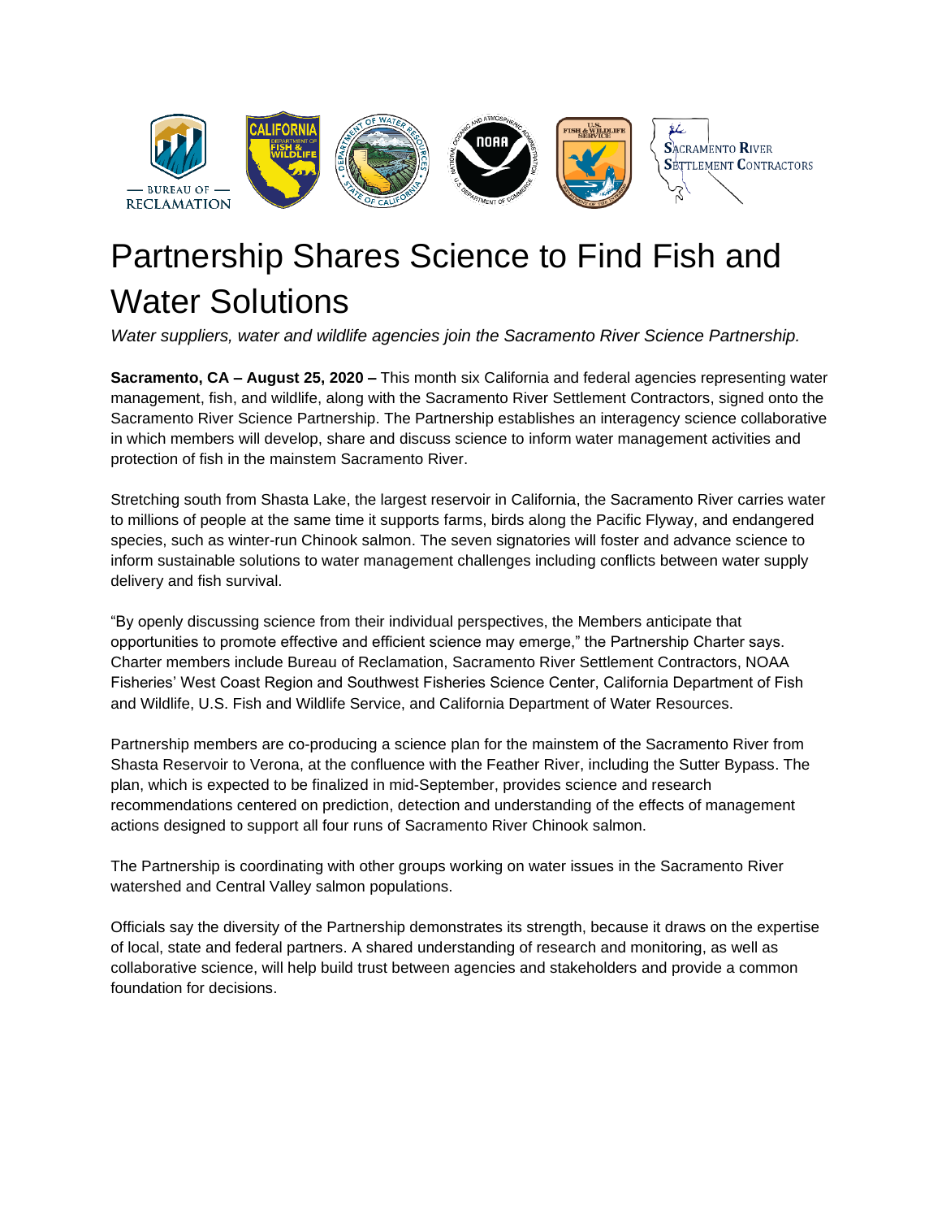# Partnership Shares Science to Find Fish and Water Solutions

*Water suppliers, water and wildlife agencies join the Sacramento River Science Partnership.*

**Sacramento, CA – August 25, 2020 –** This month six California and federal agencies representing water management, fish, and wildlife, along with the Sacramento River Settlement Contractors, signed onto the Sacramento River Science Partnership. The Partnership establishes an interagency science collaborative in which members will develop, share and discuss science to inform water management activities and protection of fish in the mainstem Sacramento River.

Stretching south from Shasta Lake, the largest reservoir in California, the Sacramento River carries water to millions of people at the same time it supports farms, birds along the Pacific Flyway, and endangered species, such as winter-run Chinook salmon. The seven signatories will foster and advance science to inform sustainable solutions to water management challenges including conflicts between water supply delivery and fish survival.

"By openly discussing science from their individual perspectives, the Members anticipate that opportunities to promote effective and efficient science may emerge," the Partnership Charter says. Charter members include Bureau of Reclamation, Sacramento River Settlement Contractors, NOAA Fisheries' West Coast Region and Southwest Fisheries Science Center, California Department of Fish and Wildlife, U.S. Fish and Wildlife Service, and California Department of Water Resources.

Partnership members are co-producing a science plan for the mainstem of the Sacramento River from Shasta Reservoir to Verona, at the confluence with the Feather River, including the Sutter Bypass. The plan, which is expected to be finalized in mid-September, provides science and research recommendations centered on prediction, detection and understanding of the effects of management actions designed to support all four runs of Sacramento River Chinook salmon.

The Partnership is coordinating with other groups working on water issues in the Sacramento River watershed and Central Valley salmon populations.

Officials say the diversity of the Partnership demonstrates its strength, because it draws on the expertise of local, state and federal partners. A shared understanding of research and monitoring, as well as collaborative science, will help build trust between agencies and stakeholders and provide a common foundation for decisions.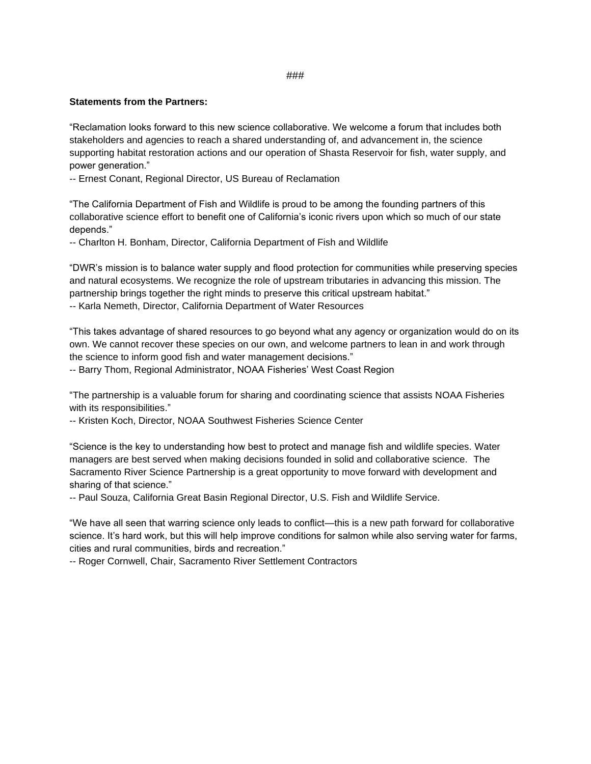###

**Statements from the Partners:**

"Reclamation looks forward to this new science collaborative. We welcome a forum that includes both stakeholders and agencies to reach a shared understanding of, and advancement in, the science supporting habitat restoration actions and our operation of Shasta Reservoir for fish, water supply, and power generation."
-- Ernest Conant, Regional Director, US Bureau of Reclamation

"The California Department of Fish and Wildlife is proud to be among the founding partners of this collaborative science effort to benefit one of California's iconic rivers upon which so much of our state depends."
-- Charlton H. Bonham, Director, California Department of Fish and Wildlife

"DWR's mission is to balance water supply and flood protection for communities while preserving species and natural ecosystems. We recognize the role of upstream tributaries in advancing this mission. The partnership brings together the right minds to preserve this critical upstream habitat."
-- Karla Nemeth, Director, California Department of Water Resources

"This takes advantage of shared resources to go beyond what any agency or organization would do on its own. We cannot recover these species on our own, and welcome partners to lean in and work through the science to inform good fish and water management decisions."
-- Barry Thom, Regional Administrator, NOAA Fisheries' West Coast Region

"The partnership is a valuable forum for sharing and coordinating science that assists NOAA Fisheries with its responsibilities."
-- Kristen Koch, Director, NOAA Southwest Fisheries Science Center

"Science is the key to understanding how best to protect and manage fish and wildlife species. Water managers are best served when making decisions founded in solid and collaborative science. The Sacramento River Science Partnership is a great opportunity to move forward with development and sharing of that science."
-- Paul Souza, California Great Basin Regional Director, U.S. Fish and Wildlife Service.

"We have all seen that warring science only leads to conflict—this is a new path forward for collaborative science. It's hard work, but this will help improve conditions for salmon while also serving water for farms, cities and rural communities, birds and recreation."
-- Roger Cornwell, Chair, Sacramento River Settlement Contractors